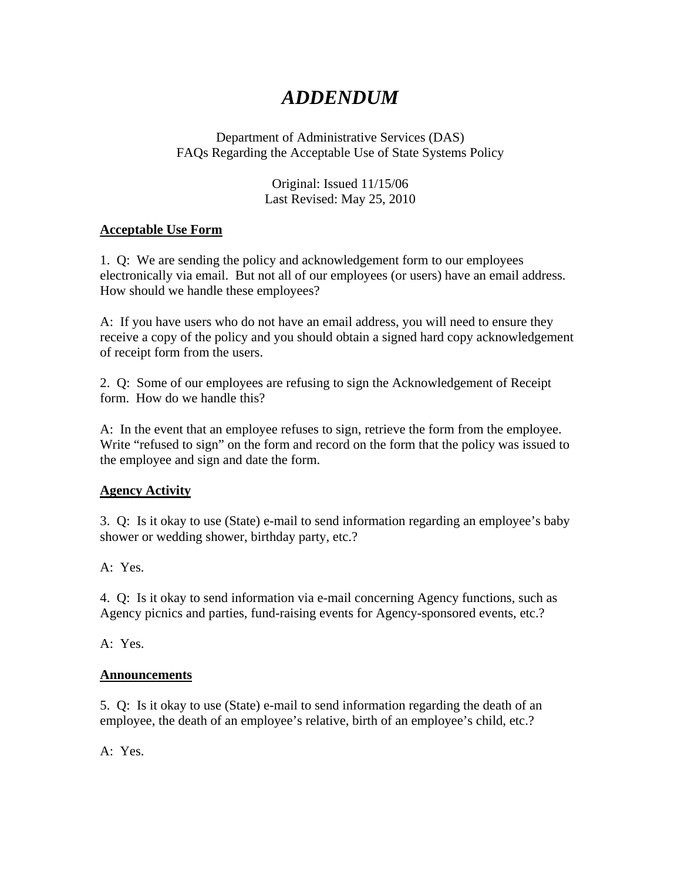# *ADDENDUM*

Department of Administrative Services (DAS)
FAQs Regarding the Acceptable Use of State Systems Policy

Original: Issued 11/15/06
Last Revised: May 25, 2010

**Acceptable Use Form**

1. Q: We are sending the policy and acknowledgement form to our employees electronically via email. But not all of our employees (or users) have an email address. How should we handle these employees?

A: If you have users who do not have an email address, you will need to ensure they receive a copy of the policy and you should obtain a signed hard copy acknowledgement of receipt form from the users.

2. Q: Some of our employees are refusing to sign the Acknowledgement of Receipt form. How do we handle this?

A: In the event that an employee refuses to sign, retrieve the form from the employee. Write "refused to sign" on the form and record on the form that the policy was issued to the employee and sign and date the form.

**Agency Activity**

3. Q: Is it okay to use (State) e-mail to send information regarding an employee's baby shower or wedding shower, birthday party, etc.?

A: Yes.

4. Q: Is it okay to send information via e-mail concerning Agency functions, such as Agency picnics and parties, fund-raising events for Agency-sponsored events, etc.?

A: Yes.

**Announcements**

5. Q: Is it okay to use (State) e-mail to send information regarding the death of an employee, the death of an employee's relative, birth of an employee's child, etc.?

A: Yes.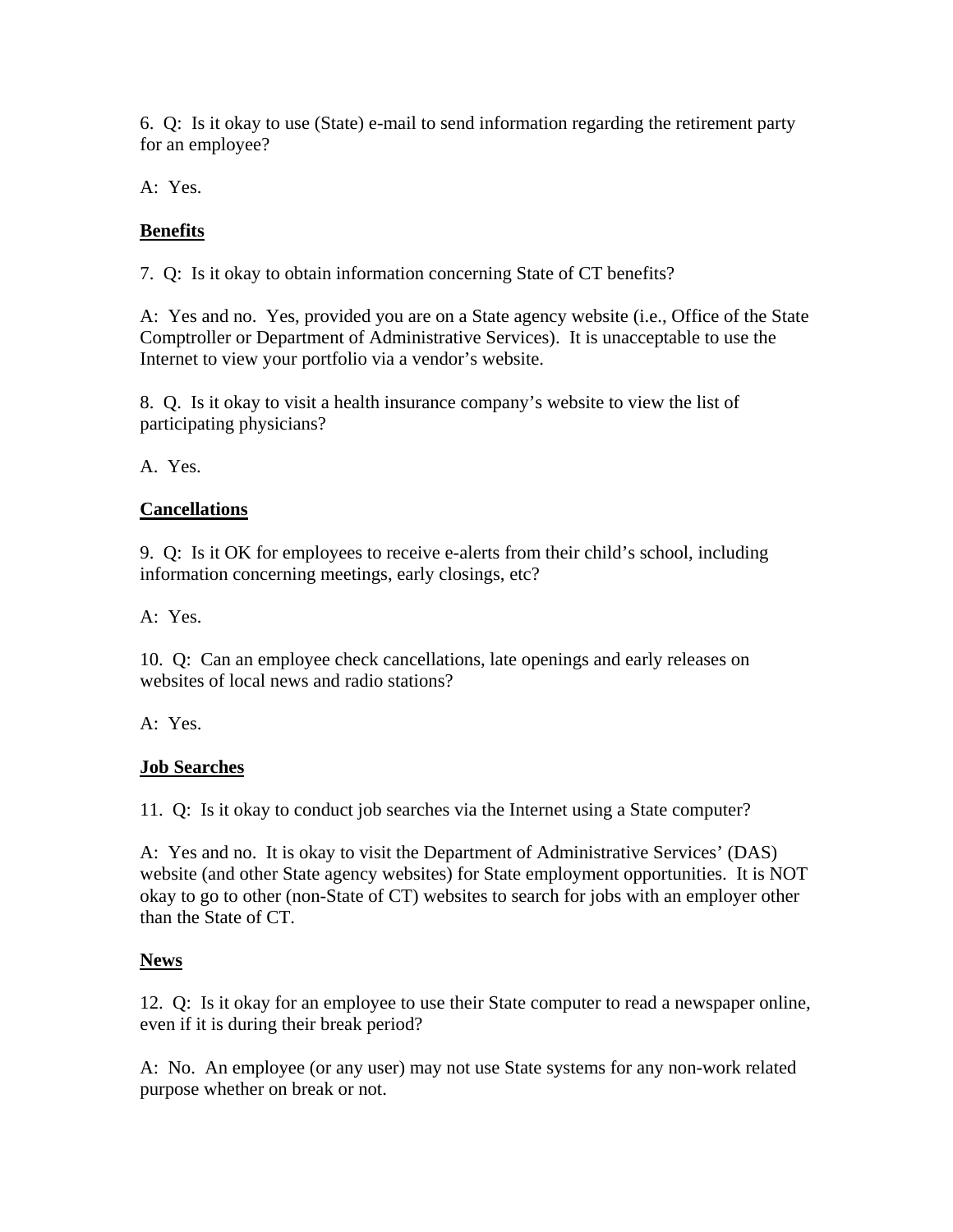6. Q: Is it okay to use (State) e-mail to send information regarding the retirement party for an employee?

A: Yes.

**Benefits**

7. Q: Is it okay to obtain information concerning State of CT benefits?

A: Yes and no. Yes, provided you are on a State agency website (i.e., Office of the State Comptroller or Department of Administrative Services). It is unacceptable to use the Internet to view your portfolio via a vendor's website.

8. Q. Is it okay to visit a health insurance company's website to view the list of participating physicians?

A. Yes.

**Cancellations**

9. Q: Is it OK for employees to receive e-alerts from their child's school, including information concerning meetings, early closings, etc?

A: Yes.

10. Q: Can an employee check cancellations, late openings and early releases on websites of local news and radio stations?

A: Yes.

**Job Searches**

11. Q: Is it okay to conduct job searches via the Internet using a State computer?

A: Yes and no. It is okay to visit the Department of Administrative Services' (DAS) website (and other State agency websites) for State employment opportunities. It is NOT okay to go to other (non-State of CT) websites to search for jobs with an employer other than the State of CT.

**News**

12. Q: Is it okay for an employee to use their State computer to read a newspaper online, even if it is during their break period?

A: No. An employee (or any user) may not use State systems for any non-work related purpose whether on break or not.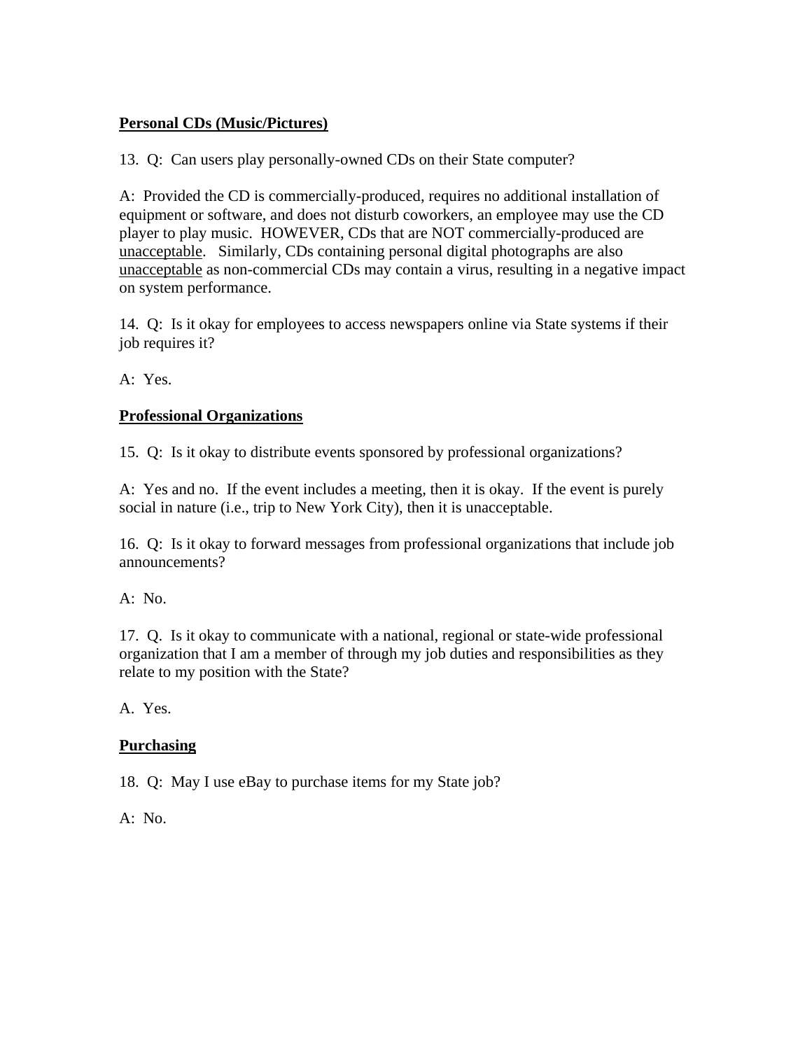**<u>Personal CDs (Music/Pictures)</u>**

13. Q: Can users play personally-owned CDs on their State computer?

A: Provided the CD is commercially-produced, requires no additional installation of equipment or software, and does not disturb coworkers, an employee may use the CD player to play music. HOWEVER, CDs that are NOT commercially-produced are <u>unacceptable</u>. Similarly, CDs containing personal digital photographs are also <u>unacceptable</u> as non-commercial CDs may contain a virus, resulting in a negative impact on system performance.

14. Q: Is it okay for employees to access newspapers online via State systems if their job requires it?

A: Yes.

**<u>Professional Organizations</u>**

15. Q: Is it okay to distribute events sponsored by professional organizations?

A: Yes and no. If the event includes a meeting, then it is okay. If the event is purely social in nature (i.e., trip to New York City), then it is unacceptable.

16. Q: Is it okay to forward messages from professional organizations that include job announcements?

A: No.

17. Q. Is it okay to communicate with a national, regional or state-wide professional organization that I am a member of through my job duties and responsibilities as they relate to my position with the State?

A. Yes.

**<u>Purchasing</u>**

18. Q: May I use eBay to purchase items for my State job?

A: No.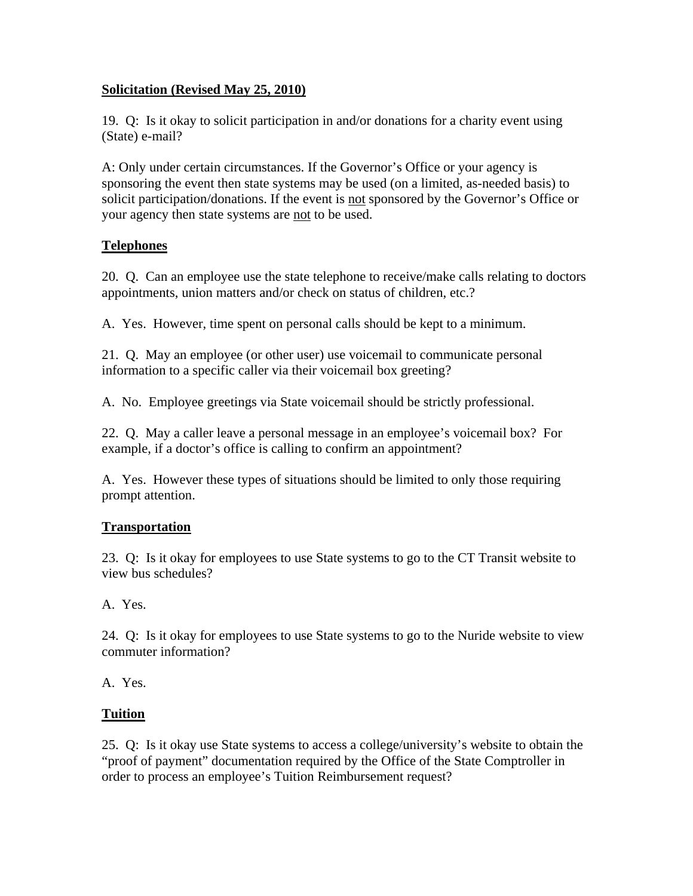**<u>Solicitation (Revised May 25, 2010)</u>**

19. Q: Is it okay to solicit participation in and/or donations for a charity event using (State) e-mail?

A: Only under certain circumstances. If the Governor's Office or your agency is sponsoring the event then state systems may be used (on a limited, as-needed basis) to solicit participation/donations. If the event is <u>not</u> sponsored by the Governor's Office or your agency then state systems are <u>not</u> to be used.

**<u>Telephones</u>**

20. Q. Can an employee use the state telephone to receive/make calls relating to doctors appointments, union matters and/or check on status of children, etc.?

A. Yes. However, time spent on personal calls should be kept to a minimum.

21. Q. May an employee (or other user) use voicemail to communicate personal information to a specific caller via their voicemail box greeting?

A. No. Employee greetings via State voicemail should be strictly professional.

22. Q. May a caller leave a personal message in an employee's voicemail box? For example, if a doctor's office is calling to confirm an appointment?

A. Yes. However these types of situations should be limited to only those requiring prompt attention.

**<u>Transportation</u>**

23. Q: Is it okay for employees to use State systems to go to the CT Transit website to view bus schedules?

A. Yes.

24. Q: Is it okay for employees to use State systems to go to the Nuride website to view commuter information?

A. Yes.

**<u>Tuition</u>**

25. Q: Is it okay use State systems to access a college/university's website to obtain the "proof of payment" documentation required by the Office of the State Comptroller in order to process an employee's Tuition Reimbursement request?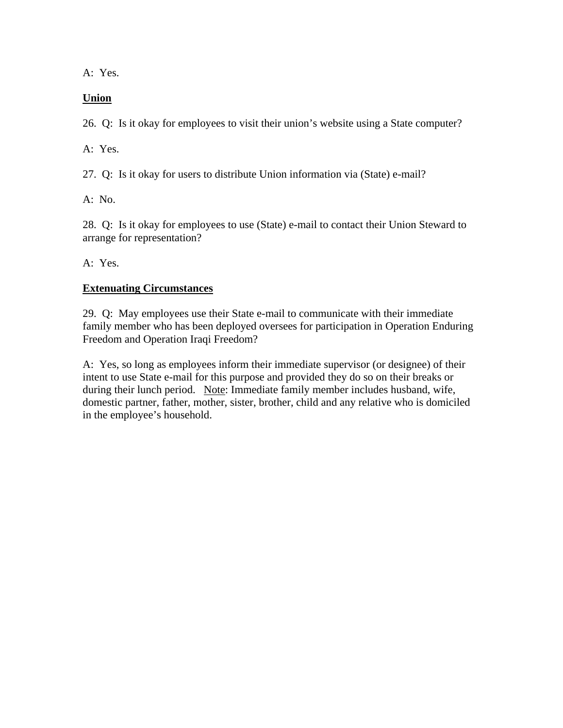A: Yes.

**Union**

26. Q: Is it okay for employees to visit their union's website using a State computer?

A: Yes.

27. Q: Is it okay for users to distribute Union information via (State) e-mail?

A: No.

28. Q: Is it okay for employees to use (State) e-mail to contact their Union Steward to arrange for representation?

A: Yes.

**Extenuating Circumstances**

29. Q: May employees use their State e-mail to communicate with their immediate family member who has been deployed oversees for participation in Operation Enduring Freedom and Operation Iraqi Freedom?

A: Yes, so long as employees inform their immediate supervisor (or designee) of their intent to use State e-mail for this purpose and provided they do so on their breaks or during their lunch period. Note: Immediate family member includes husband, wife, domestic partner, father, mother, sister, brother, child and any relative who is domiciled in the employee's household.